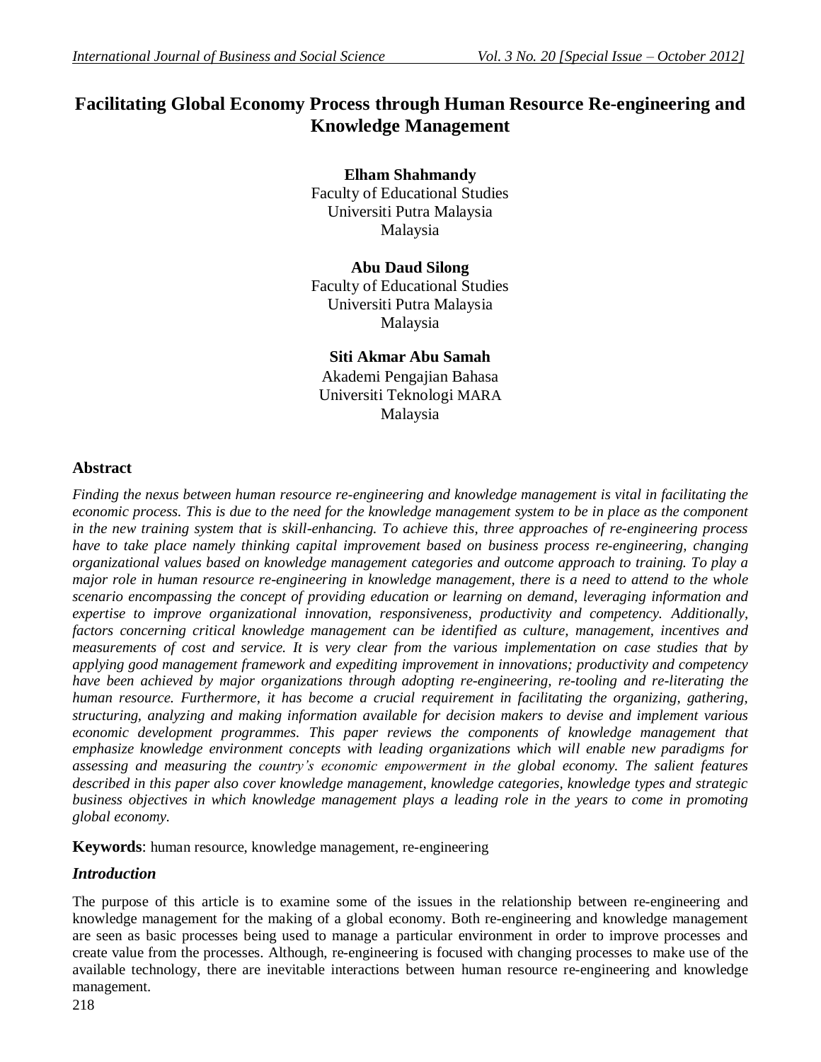# Facilitating Global Economy Process through Human Resource Re-engineering and Knowledge Management

**Elham Shahmandy**
Faculty of Educational Studies
Universiti Putra Malaysia
Malaysia

**Abu Daud Silong**
Faculty of Educational Studies
Universiti Putra Malaysia
Malaysia

**Siti Akmar Abu Samah**
Akademi Pengajian Bahasa
Universiti Teknologi MARA
Malaysia

## Abstract

*Finding the nexus between human resource re-engineering and knowledge management is vital in facilitating the economic process. This is due to the need for the knowledge management system to be in place as the component in the new training system that is skill-enhancing. To achieve this, three approaches of re-engineering process have to take place namely thinking capital improvement based on business process re-engineering, changing organizational values based on knowledge management categories and outcome approach to training. To play a major role in human resource re-engineering in knowledge management, there is a need to attend to the whole scenario encompassing the concept of providing education or learning on demand, leveraging information and expertise to improve organizational innovation, responsiveness, productivity and competency. Additionally, factors concerning critical knowledge management can be identified as culture, management, incentives and measurements of cost and service. It is very clear from the various implementation on case studies that by applying good management framework and expediting improvement in innovations; productivity and competency have been achieved by major organizations through adopting re-engineering, re-tooling and re-literating the human resource. Furthermore, it has become a crucial requirement in facilitating the organizing, gathering, structuring, analyzing and making information available for decision makers to devise and implement various economic development programmes. This paper reviews the components of knowledge management that emphasize knowledge environment concepts with leading organizations which will enable new paradigms for assessing and measuring the country's economic empowerment in the global economy. The salient features described in this paper also cover knowledge management, knowledge categories, knowledge types and strategic business objectives in which knowledge management plays a leading role in the years to come in promoting global economy.*

**Keywords**: human resource, knowledge management, re-engineering

## *Introduction*

The purpose of this article is to examine some of the issues in the relationship between re-engineering and knowledge management for the making of a global economy. Both re-engineering and knowledge management are seen as basic processes being used to manage a particular environment in order to improve processes and create value from the processes. Although, re-engineering is focused with changing processes to make use of the available technology, there are inevitable interactions between human resource re-engineering and knowledge management.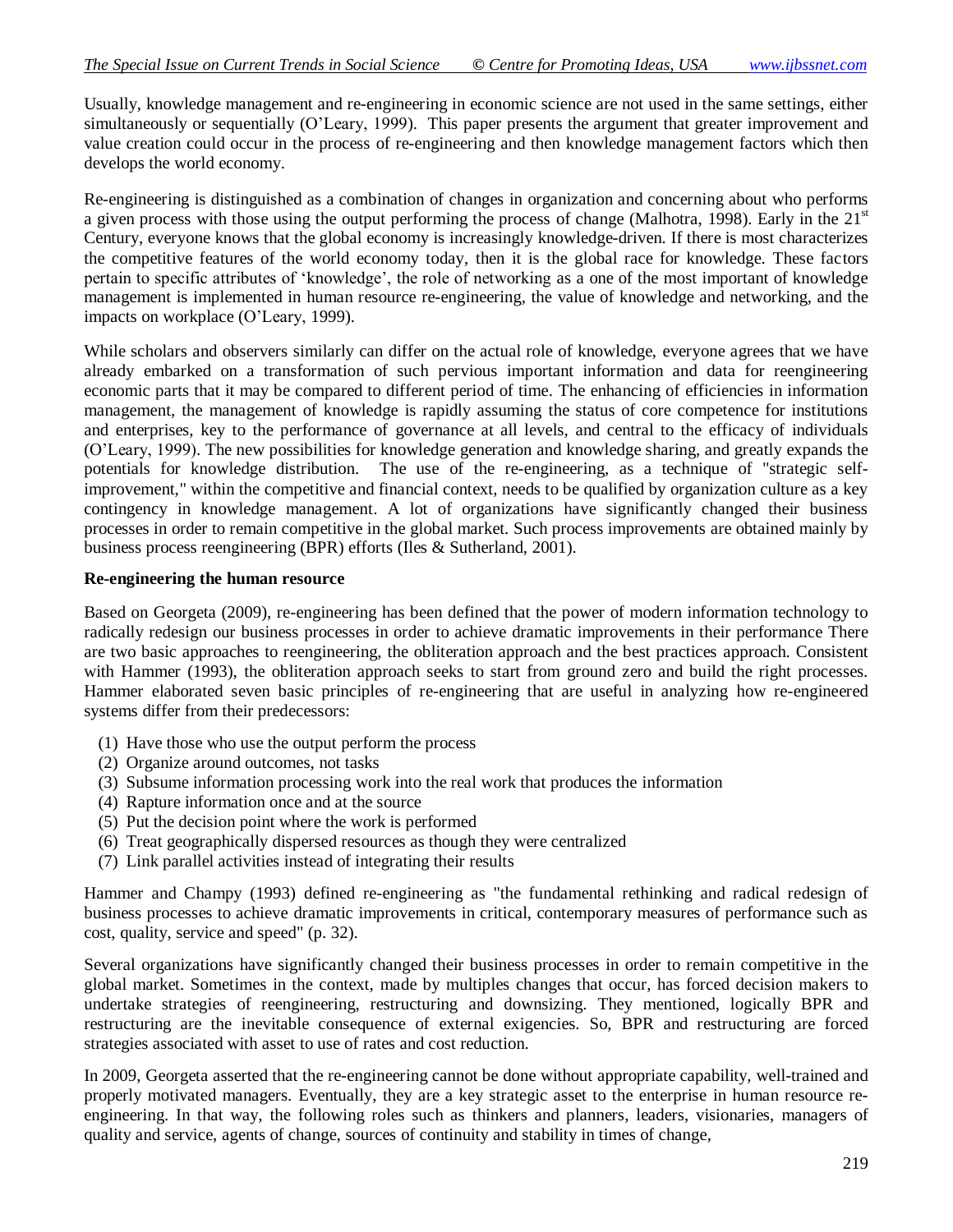Usually, knowledge management and re-engineering in economic science are not used in the same settings, either simultaneously or sequentially (O'Leary, 1999). This paper presents the argument that greater improvement and value creation could occur in the process of re-engineering and then knowledge management factors which then develops the world economy.

Re-engineering is distinguished as a combination of changes in organization and concerning about who performs a given process with those using the output performing the process of change (Malhotra, 1998). Early in the 21st Century, everyone knows that the global economy is increasingly knowledge-driven. If there is most characterizes the competitive features of the world economy today, then it is the global race for knowledge. These factors pertain to specific attributes of 'knowledge', the role of networking as a one of the most important of knowledge management is implemented in human resource re-engineering, the value of knowledge and networking, and the impacts on workplace (O'Leary, 1999).

While scholars and observers similarly can differ on the actual role of knowledge, everyone agrees that we have already embarked on a transformation of such pervious important information and data for reengineering economic parts that it may be compared to different period of time. The enhancing of efficiencies in information management, the management of knowledge is rapidly assuming the status of core competence for institutions and enterprises, key to the performance of governance at all levels, and central to the efficacy of individuals (O'Leary, 1999). The new possibilities for knowledge generation and knowledge sharing, and greatly expands the potentials for knowledge distribution. The use of the re-engineering, as a technique of "strategic self-improvement," within the competitive and financial context, needs to be qualified by organization culture as a key contingency in knowledge management. A lot of organizations have significantly changed their business processes in order to remain competitive in the global market. Such process improvements are obtained mainly by business process reengineering (BPR) efforts (Iles & Sutherland, 2001).

**Re-engineering the human resource**

Based on Georgeta (2009), re-engineering has been defined that the power of modern information technology to radically redesign our business processes in order to achieve dramatic improvements in their performance There are two basic approaches to reengineering, the obliteration approach and the best practices approach. Consistent with Hammer (1993), the obliteration approach seeks to start from ground zero and build the right processes. Hammer elaborated seven basic principles of re-engineering that are useful in analyzing how re-engineered systems differ from their predecessors:

(1) Have those who use the output perform the process
(2) Organize around outcomes, not tasks
(3) Subsume information processing work into the real work that produces the information
(4) Rapture information once and at the source
(5) Put the decision point where the work is performed
(6) Treat geographically dispersed resources as though they were centralized
(7) Link parallel activities instead of integrating their results

Hammer and Champy (1993) defined re-engineering as "the fundamental rethinking and radical redesign of business processes to achieve dramatic improvements in critical, contemporary measures of performance such as cost, quality, service and speed" (p. 32).

Several organizations have significantly changed their business processes in order to remain competitive in the global market. Sometimes in the context, made by multiples changes that occur, has forced decision makers to undertake strategies of reengineering, restructuring and downsizing. They mentioned, logically BPR and restructuring are the inevitable consequence of external exigencies. So, BPR and restructuring are forced strategies associated with asset to use of rates and cost reduction.

In 2009, Georgeta asserted that the re-engineering cannot be done without appropriate capability, well-trained and properly motivated managers. Eventually, they are a key strategic asset to the enterprise in human resource re-engineering. In that way, the following roles such as thinkers and planners, leaders, visionaries, managers of quality and service, agents of change, sources of continuity and stability in times of change,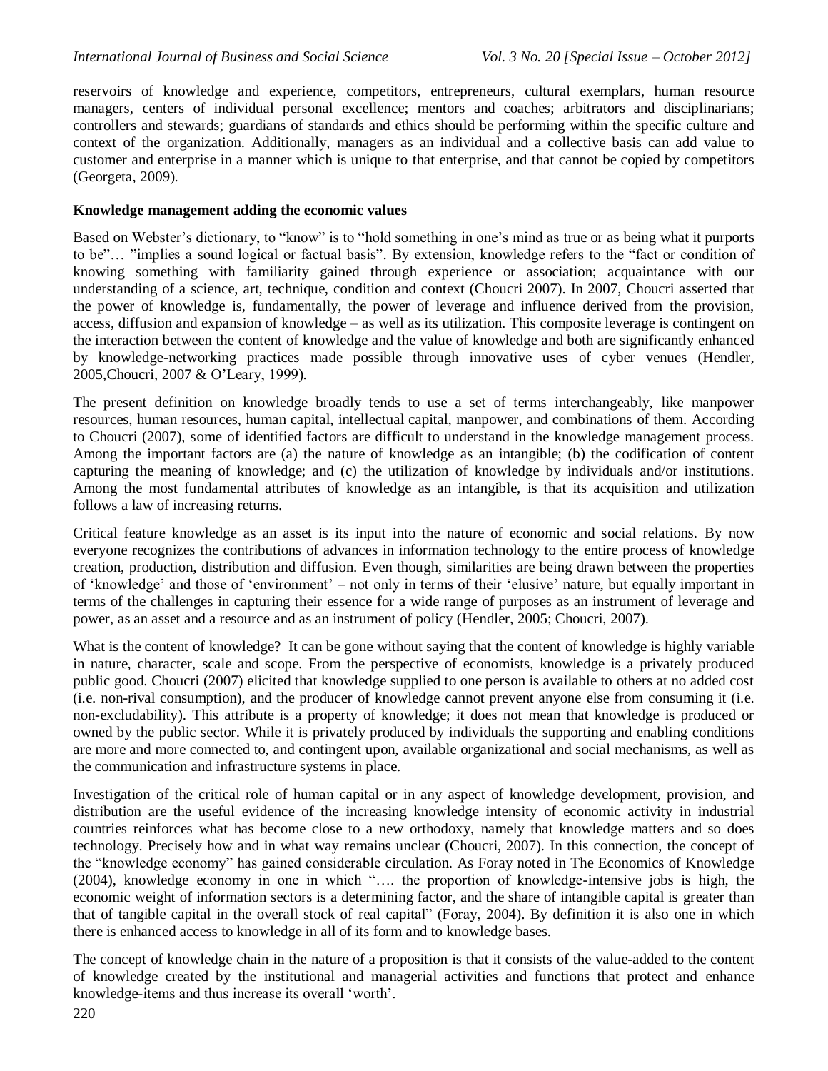reservoirs of knowledge and experience, competitors, entrepreneurs, cultural exemplars, human resource managers, centers of individual personal excellence; mentors and coaches; arbitrators and disciplinarians; controllers and stewards; guardians of standards and ethics should be performing within the specific culture and context of the organization. Additionally, managers as an individual and a collective basis can add value to customer and enterprise in a manner which is unique to that enterprise, and that cannot be copied by competitors (Georgeta, 2009).

**Knowledge management adding the economic values**

Based on Webster's dictionary, to "know" is to "hold something in one's mind as true or as being what it purports to be"… "implies a sound logical or factual basis". By extension, knowledge refers to the "fact or condition of knowing something with familiarity gained through experience or association; acquaintance with our understanding of a science, art, technique, condition and context (Choucri 2007). In 2007, Choucri asserted that the power of knowledge is, fundamentally, the power of leverage and influence derived from the provision, access, diffusion and expansion of knowledge – as well as its utilization. This composite leverage is contingent on the interaction between the content of knowledge and the value of knowledge and both are significantly enhanced by knowledge-networking practices made possible through innovative uses of cyber venues (Hendler, 2005,Choucri, 2007 & O'Leary, 1999).

The present definition on knowledge broadly tends to use a set of terms interchangeably, like manpower resources, human resources, human capital, intellectual capital, manpower, and combinations of them. According to Choucri (2007), some of identified factors are difficult to understand in the knowledge management process. Among the important factors are (a) the nature of knowledge as an intangible; (b) the codification of content capturing the meaning of knowledge; and (c) the utilization of knowledge by individuals and/or institutions. Among the most fundamental attributes of knowledge as an intangible, is that its acquisition and utilization follows a law of increasing returns.

Critical feature knowledge as an asset is its input into the nature of economic and social relations. By now everyone recognizes the contributions of advances in information technology to the entire process of knowledge creation, production, distribution and diffusion. Even though, similarities are being drawn between the properties of 'knowledge' and those of 'environment' – not only in terms of their 'elusive' nature, but equally important in terms of the challenges in capturing their essence for a wide range of purposes as an instrument of leverage and power, as an asset and a resource and as an instrument of policy (Hendler, 2005; Choucri, 2007).

What is the content of knowledge? It can be gone without saying that the content of knowledge is highly variable in nature, character, scale and scope. From the perspective of economists, knowledge is a privately produced public good. Choucri (2007) elicited that knowledge supplied to one person is available to others at no added cost (i.e. non-rival consumption), and the producer of knowledge cannot prevent anyone else from consuming it (i.e. non-excludability). This attribute is a property of knowledge; it does not mean that knowledge is produced or owned by the public sector. While it is privately produced by individuals the supporting and enabling conditions are more and more connected to, and contingent upon, available organizational and social mechanisms, as well as the communication and infrastructure systems in place.

Investigation of the critical role of human capital or in any aspect of knowledge development, provision, and distribution are the useful evidence of the increasing knowledge intensity of economic activity in industrial countries reinforces what has become close to a new orthodoxy, namely that knowledge matters and so does technology. Precisely how and in what way remains unclear (Choucri, 2007). In this connection, the concept of the "knowledge economy" has gained considerable circulation. As Foray noted in The Economics of Knowledge (2004), knowledge economy in one in which "…. the proportion of knowledge-intensive jobs is high, the economic weight of information sectors is a determining factor, and the share of intangible capital is greater than that of tangible capital in the overall stock of real capital" (Foray, 2004). By definition it is also one in which there is enhanced access to knowledge in all of its form and to knowledge bases.

The concept of knowledge chain in the nature of a proposition is that it consists of the value-added to the content of knowledge created by the institutional and managerial activities and functions that protect and enhance knowledge-items and thus increase its overall 'worth'.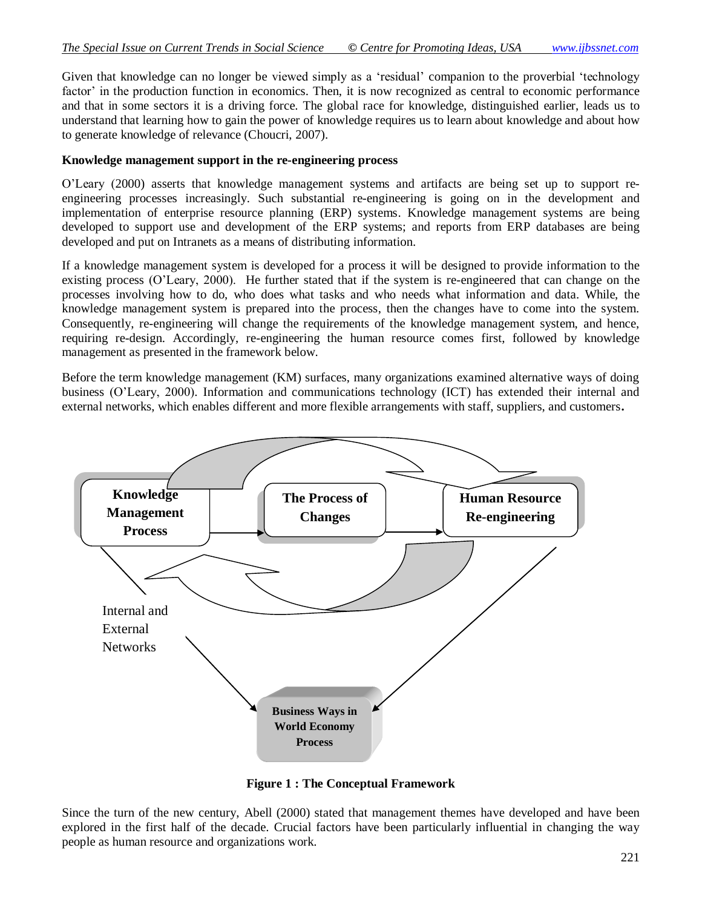Given that knowledge can no longer be viewed simply as a 'residual' companion to the proverbial 'technology factor' in the production function in economics. Then, it is now recognized as central to economic performance and that in some sectors it is a driving force. The global race for knowledge, distinguished earlier, leads us to understand that learning how to gain the power of knowledge requires us to learn about knowledge and about how to generate knowledge of relevance (Choucri, 2007).

**Knowledge management support in the re-engineering process**

O'Leary (2000) asserts that knowledge management systems and artifacts are being set up to support re-engineering processes increasingly. Such substantial re-engineering is going on in the development and implementation of enterprise resource planning (ERP) systems. Knowledge management systems are being developed to support use and development of the ERP systems; and reports from ERP databases are being developed and put on Intranets as a means of distributing information.

If a knowledge management system is developed for a process it will be designed to provide information to the existing process (O'Leary, 2000). He further stated that if the system is re-engineered that can change on the processes involving how to do, who does what tasks and who needs what information and data. While, the knowledge management system is prepared into the process, then the changes have to come into the system. Consequently, re-engineering will change the requirements of the knowledge management system, and hence, requiring re-design. Accordingly, re-engineering the human resource comes first, followed by knowledge management as presented in the framework below.

Before the term knowledge management (KM) surfaces, many organizations examined alternative ways of doing business (O'Leary, 2000). Information and communications technology (ICT) has extended their internal and external networks, which enables different and more flexible arrangements with staff, suppliers, and customers.

**Figure 1 : The Conceptual Framework**

Since the turn of the new century, Abell (2000) stated that management themes have developed and have been explored in the first half of the decade. Crucial factors have been particularly influential in changing the way people as human resource and organizations work.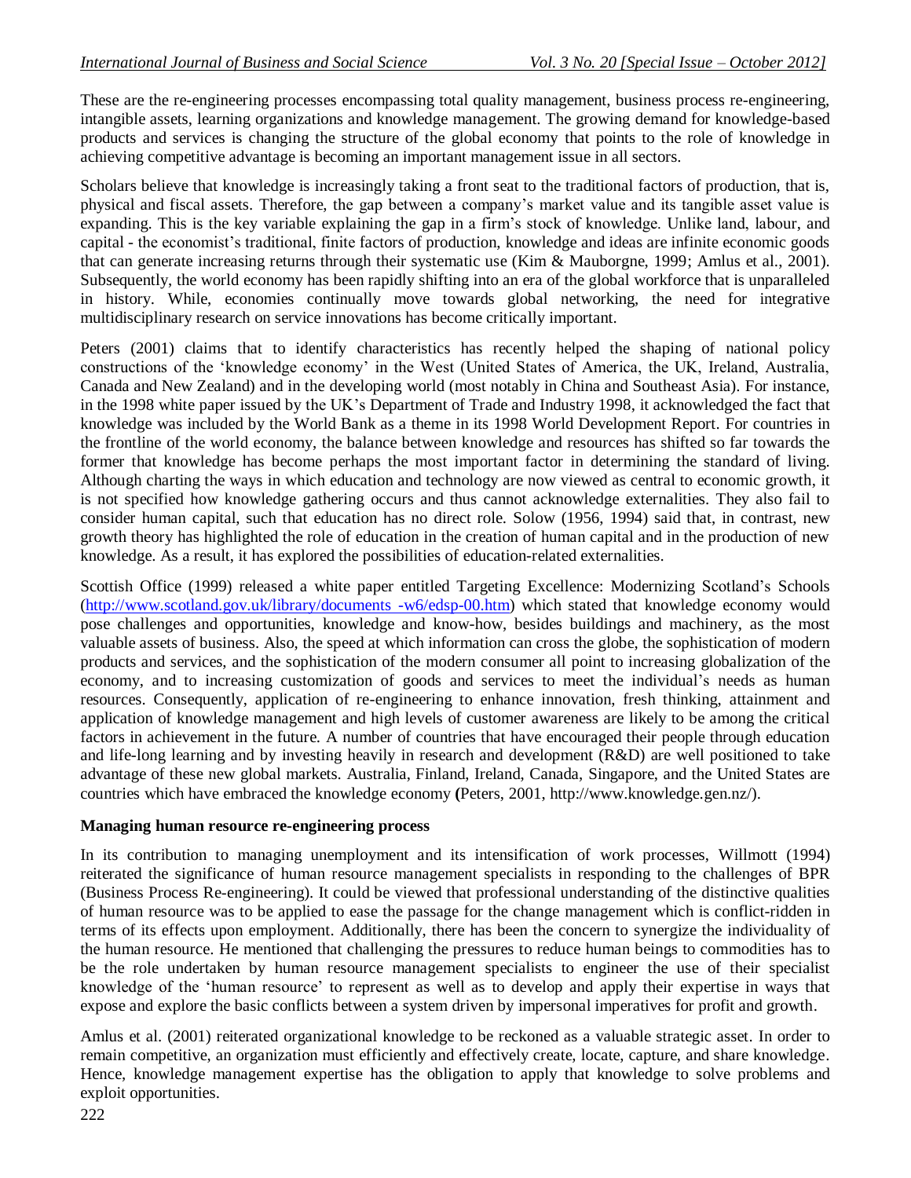These are the re-engineering processes encompassing total quality management, business process re-engineering, intangible assets, learning organizations and knowledge management. The growing demand for knowledge-based products and services is changing the structure of the global economy that points to the role of knowledge in achieving competitive advantage is becoming an important management issue in all sectors.

Scholars believe that knowledge is increasingly taking a front seat to the traditional factors of production, that is, physical and fiscal assets. Therefore, the gap between a company's market value and its tangible asset value is expanding. This is the key variable explaining the gap in a firm's stock of knowledge. Unlike land, labour, and capital - the economist's traditional, finite factors of production, knowledge and ideas are infinite economic goods that can generate increasing returns through their systematic use (Kim & Mauborgne, 1999; Amlus et al., 2001). Subsequently, the world economy has been rapidly shifting into an era of the global workforce that is unparalleled in history. While, economies continually move towards global networking, the need for integrative multidisciplinary research on service innovations has become critically important.

Peters (2001) claims that to identify characteristics has recently helped the shaping of national policy constructions of the 'knowledge economy' in the West (United States of America, the UK, Ireland, Australia, Canada and New Zealand) and in the developing world (most notably in China and Southeast Asia). For instance, in the 1998 white paper issued by the UK's Department of Trade and Industry 1998, it acknowledged the fact that knowledge was included by the World Bank as a theme in its 1998 World Development Report. For countries in the frontline of the world economy, the balance between knowledge and resources has shifted so far towards the former that knowledge has become perhaps the most important factor in determining the standard of living. Although charting the ways in which education and technology are now viewed as central to economic growth, it is not specified how knowledge gathering occurs and thus cannot acknowledge externalities. They also fail to consider human capital, such that education has no direct role. Solow (1956, 1994) said that, in contrast, new growth theory has highlighted the role of education in the creation of human capital and in the production of new knowledge. As a result, it has explored the possibilities of education-related externalities.

Scottish Office (1999) released a white paper entitled Targeting Excellence: Modernizing Scotland's Schools (http://www.scotland.gov.uk/library/documents -w6/edsp-00.htm) which stated that knowledge economy would pose challenges and opportunities, knowledge and know-how, besides buildings and machinery, as the most valuable assets of business. Also, the speed at which information can cross the globe, the sophistication of modern products and services, and the sophistication of the modern consumer all point to increasing globalization of the economy, and to increasing customization of goods and services to meet the individual's needs as human resources. Consequently, application of re-engineering to enhance innovation, fresh thinking, attainment and application of knowledge management and high levels of customer awareness are likely to be among the critical factors in achievement in the future. A number of countries that have encouraged their people through education and life-long learning and by investing heavily in research and development (R&D) are well positioned to take advantage of these new global markets. Australia, Finland, Ireland, Canada, Singapore, and the United States are countries which have embraced the knowledge economy **(**Peters, 2001, http://www.knowledge.gen.nz/).

**Managing human resource re-engineering process**

In its contribution to managing unemployment and its intensification of work processes, Willmott (1994) reiterated the significance of human resource management specialists in responding to the challenges of BPR (Business Process Re-engineering). It could be viewed that professional understanding of the distinctive qualities of human resource was to be applied to ease the passage for the change management which is conflict-ridden in terms of its effects upon employment. Additionally, there has been the concern to synergize the individuality of the human resource. He mentioned that challenging the pressures to reduce human beings to commodities has to be the role undertaken by human resource management specialists to engineer the use of their specialist knowledge of the 'human resource' to represent as well as to develop and apply their expertise in ways that expose and explore the basic conflicts between a system driven by impersonal imperatives for profit and growth.

Amlus et al. (2001) reiterated organizational knowledge to be reckoned as a valuable strategic asset. In order to remain competitive, an organization must efficiently and effectively create, locate, capture, and share knowledge. Hence, knowledge management expertise has the obligation to apply that knowledge to solve problems and exploit opportunities.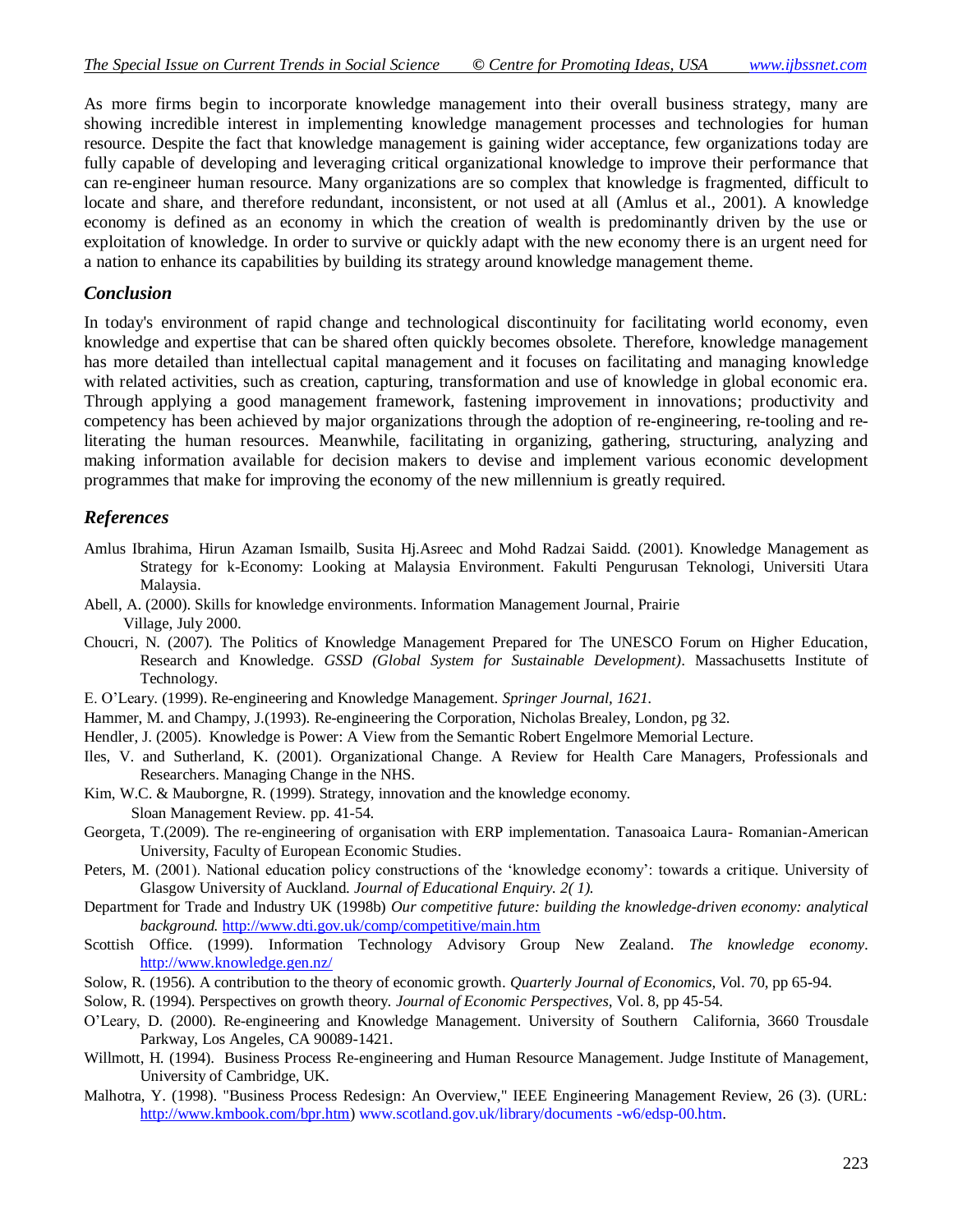As more firms begin to incorporate knowledge management into their overall business strategy, many are showing incredible interest in implementing knowledge management processes and technologies for human resource. Despite the fact that knowledge management is gaining wider acceptance, few organizations today are fully capable of developing and leveraging critical organizational knowledge to improve their performance that can re-engineer human resource. Many organizations are so complex that knowledge is fragmented, difficult to locate and share, and therefore redundant, inconsistent, or not used at all (Amlus et al., 2001). A knowledge economy is defined as an economy in which the creation of wealth is predominantly driven by the use or exploitation of knowledge. In order to survive or quickly adapt with the new economy there is an urgent need for a nation to enhance its capabilities by building its strategy around knowledge management theme.

## *Conclusion*

In today's environment of rapid change and technological discontinuity for facilitating world economy, even knowledge and expertise that can be shared often quickly becomes obsolete. Therefore, knowledge management has more detailed than intellectual capital management and it focuses on facilitating and managing knowledge with related activities, such as creation, capturing, transformation and use of knowledge in global economic era. Through applying a good management framework, fastening improvement in innovations; productivity and competency has been achieved by major organizations through the adoption of re-engineering, re-tooling and re-literating the human resources. Meanwhile, facilitating in organizing, gathering, structuring, analyzing and making information available for decision makers to devise and implement various economic development programmes that make for improving the economy of the new millennium is greatly required.

## *References*

Amlus Ibrahima, Hirun Azaman Ismailb, Susita Hj.Asreec and Mohd Radzai Saidd. (2001). Knowledge Management as Strategy for k-Economy: Looking at Malaysia Environment. Fakulti Pengurusan Teknologi, Universiti Utara Malaysia.

Abell, A. (2000). Skills for knowledge environments. Information Management Journal, Prairie Village, July 2000.

Choucri, N. (2007). The Politics of Knowledge Management Prepared for The UNESCO Forum on Higher Education, Research and Knowledge. *GSSD (Global System for Sustainable Development)*. Massachusetts Institute of Technology.

E. O'Leary. (1999). Re-engineering and Knowledge Management. *Springer Journal, 1621.*

Hammer, M. and Champy, J.(1993). Re-engineering the Corporation, Nicholas Brealey, London, pg 32.

Hendler, J. (2005). Knowledge is Power: A View from the Semantic Robert Engelmore Memorial Lecture.

Iles, V. and Sutherland, K. (2001). Organizational Change. A Review for Health Care Managers, Professionals and Researchers. Managing Change in the NHS.

Kim, W.C. & Mauborgne, R. (1999). Strategy, innovation and the knowledge economy. Sloan Management Review. pp. 41-54.

Georgeta, T.(2009). The re-engineering of organisation with ERP implementation. Tanasoaica Laura- Romanian-American University, Faculty of European Economic Studies.

Peters, M. (2001). National education policy constructions of the 'knowledge economy': towards a critique. University of Glasgow University of Auckland. *Journal of Educational Enquiry. 2( 1).*

Department for Trade and Industry UK (1998b) *Our competitive future: building the knowledge-driven economy: analytical background.* http://www.dti.gov.uk/comp/competitive/main.htm

Scottish Office. (1999). Information Technology Advisory Group New Zealand. *The knowledge economy*. http://www.knowledge.gen.nz/

Solow, R. (1956). A contribution to the theory of economic growth. *Quarterly Journal of Economics, V*ol. 70, pp 65-94.

Solow, R. (1994). Perspectives on growth theory. *Journal of Economic Perspectives,* Vol. 8, pp 45-54.

O'Leary, D. (2000). Re-engineering and Knowledge Management. University of Southern California, 3660 Trousdale Parkway, Los Angeles, CA 90089-1421.

Willmott, H. (1994). Business Process Re-engineering and Human Resource Management. Judge Institute of Management, University of Cambridge, UK.

Malhotra, Y. (1998). "Business Process Redesign: An Overview," IEEE Engineering Management Review, 26 (3). (URL: http://www.kmbook.com/bpr.htm) www.scotland.gov.uk/library/documents -w6/edsp-00.htm.